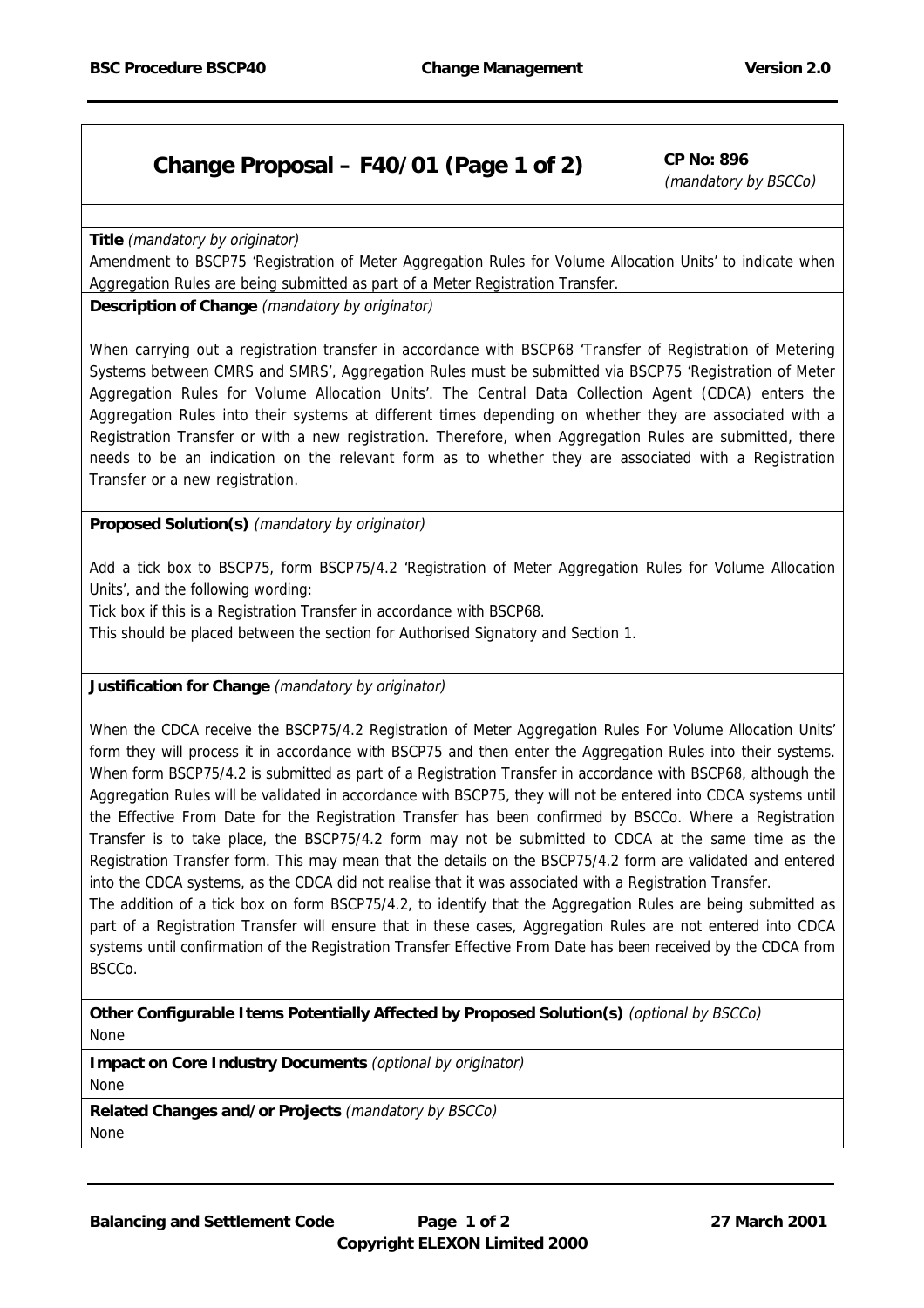# Change Proposal – F40/01 (Page 1 of 2)

**CP No: 896**
*(mandatory by BSCCo)*

**Title** *(mandatory by originator)*

Amendment to BSCP75 'Registration of Meter Aggregation Rules for Volume Allocation Units' to indicate when Aggregation Rules are being submitted as part of a Meter Registration Transfer.

**Description of Change** *(mandatory by originator)*

When carrying out a registration transfer in accordance with BSCP68 'Transfer of Registration of Metering Systems between CMRS and SMRS', Aggregation Rules must be submitted via BSCP75 'Registration of Meter Aggregation Rules for Volume Allocation Units'. The Central Data Collection Agent (CDCA) enters the Aggregation Rules into their systems at different times depending on whether they are associated with a Registration Transfer or with a new registration. Therefore, when Aggregation Rules are submitted, there needs to be an indication on the relevant form as to whether they are associated with a Registration Transfer or a new registration.

**Proposed Solution(s)** *(mandatory by originator)*

Add a tick box to BSCP75, form BSCP75/4.2 'Registration of Meter Aggregation Rules for Volume Allocation Units', and the following wording:

Tick box if this is a Registration Transfer in accordance with BSCP68.

This should be placed between the section for Authorised Signatory and Section 1.

**Justification for Change** *(mandatory by originator)*

When the CDCA receive the BSCP75/4.2 Registration of Meter Aggregation Rules For Volume Allocation Units' form they will process it in accordance with BSCP75 and then enter the Aggregation Rules into their systems. When form BSCP75/4.2 is submitted as part of a Registration Transfer in accordance with BSCP68, although the Aggregation Rules will be validated in accordance with BSCP75, they will not be entered into CDCA systems until the Effective From Date for the Registration Transfer has been confirmed by BSCCo. Where a Registration Transfer is to take place, the BSCP75/4.2 form may not be submitted to CDCA at the same time as the Registration Transfer form. This may mean that the details on the BSCP75/4.2 form are validated and entered into the CDCA systems, as the CDCA did not realise that it was associated with a Registration Transfer.

The addition of a tick box on form BSCP75/4.2, to identify that the Aggregation Rules are being submitted as part of a Registration Transfer will ensure that in these cases, Aggregation Rules are not entered into CDCA systems until confirmation of the Registration Transfer Effective From Date has been received by the CDCA from BSCCo.

**Other Configurable Items Potentially Affected by Proposed Solution(s)** *(optional by BSCCo)*

None

**Impact on Core Industry Documents** *(optional by originator)*

None

**Related Changes and/or Projects** *(mandatory by BSCCo)*

None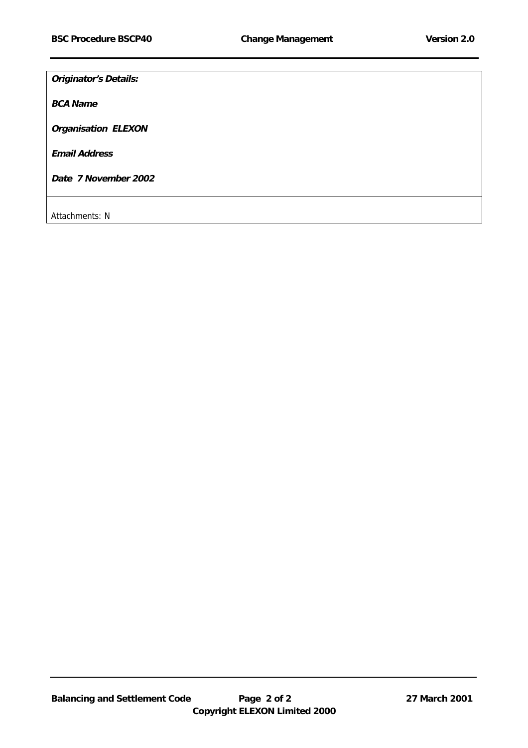| |
|---|
| ***Originator's Details:***<br><br>***BCA Name***<br><br>***Organisation ELEXON***<br><br>***Email Address***<br><br>***Date 7 November 2002*** |
| Attachments: N |